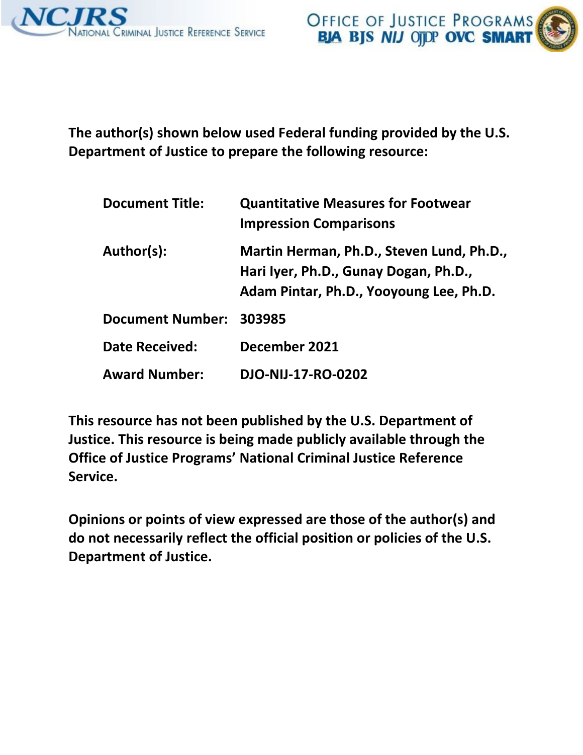The author(s) shown below used Federal funding provided by the U.S. Department of Justice to prepare the following resource:

| | |
|---|---|
| **Document Title:** | **Quantitative Measures for Footwear Impression Comparisons** |
| **Author(s):** | **Martin Herman, Ph.D., Steven Lund, Ph.D., Hari Iyer, Ph.D., Gunay Dogan, Ph.D., Adam Pintar, Ph.D., Yooyoung Lee, Ph.D.** |
| **Document Number:** | **303985** |
| **Date Received:** | **December 2021** |
| **Award Number:** | **DJO-NIJ-17-RO-0202** |

**This resource has not been published by the U.S. Department of Justice. This resource is being made publicly available through the Office of Justice Programs' National Criminal Justice Reference Service.**

**Opinions or points of view expressed are those of the author(s) and do not necessarily reflect the official position or policies of the U.S. Department of Justice.**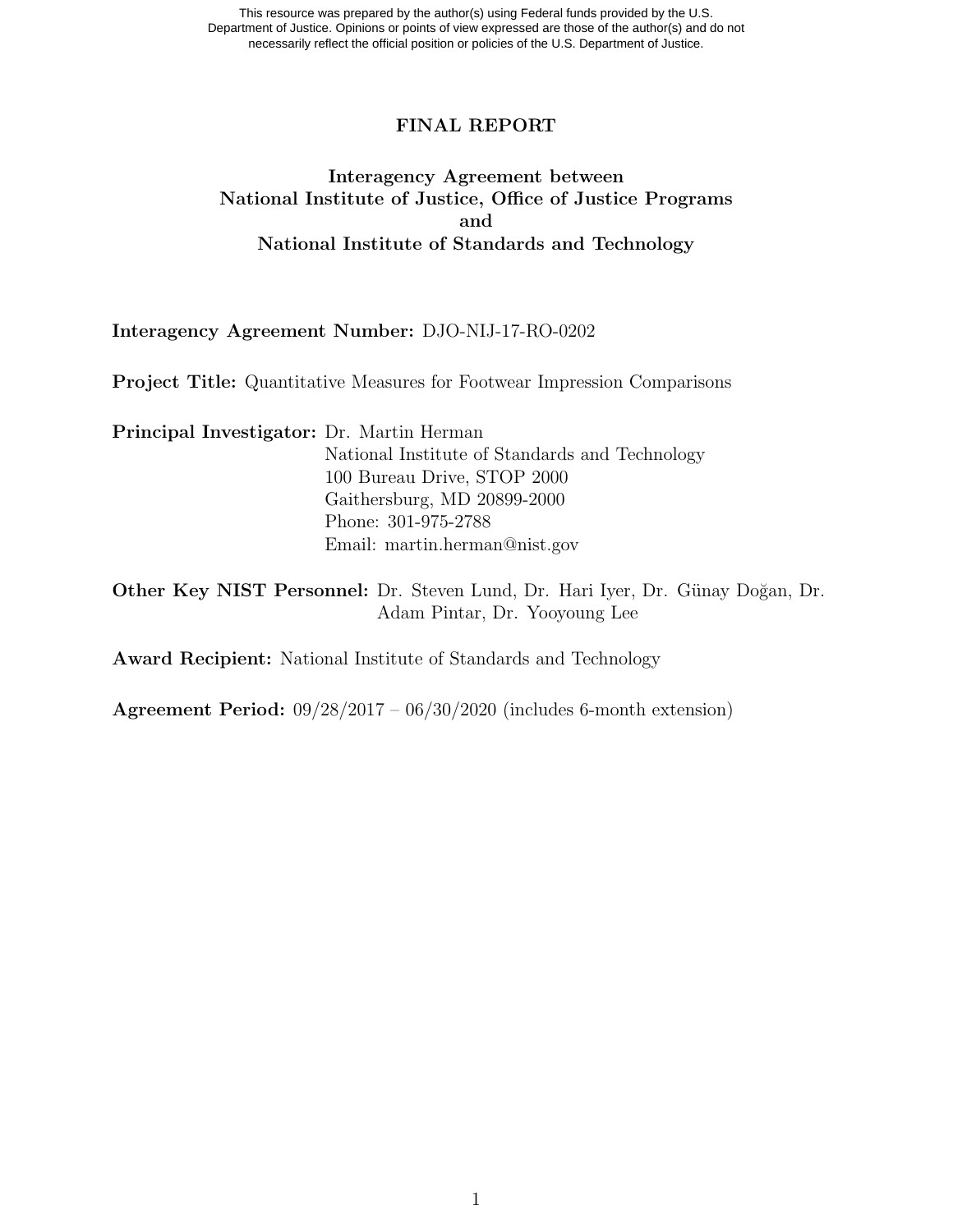This resource was prepared by the author(s) using Federal funds provided by the U.S. Department of Justice. Opinions or points of view expressed are those of the author(s) and do not necessarily reflect the official position or policies of the U.S. Department of Justice.

# FINAL REPORT

## Interagency Agreement between National Institute of Justice, Office of Justice Programs and National Institute of Standards and Technology

**Interagency Agreement Number:** DJO-NIJ-17-RO-0202

**Project Title:** Quantitative Measures for Footwear Impression Comparisons

**Principal Investigator:** Dr. Martin Herman
National Institute of Standards and Technology
100 Bureau Drive, STOP 2000
Gaithersburg, MD 20899-2000
Phone: 301-975-2788
Email: martin.herman@nist.gov

**Other Key NIST Personnel:** Dr. Steven Lund, Dr. Hari Iyer, Dr. Günay Doğan, Dr. Adam Pintar, Dr. Yooyoung Lee

**Award Recipient:** National Institute of Standards and Technology

**Agreement Period:** 09/28/2017 – 06/30/2020 (includes 6-month extension)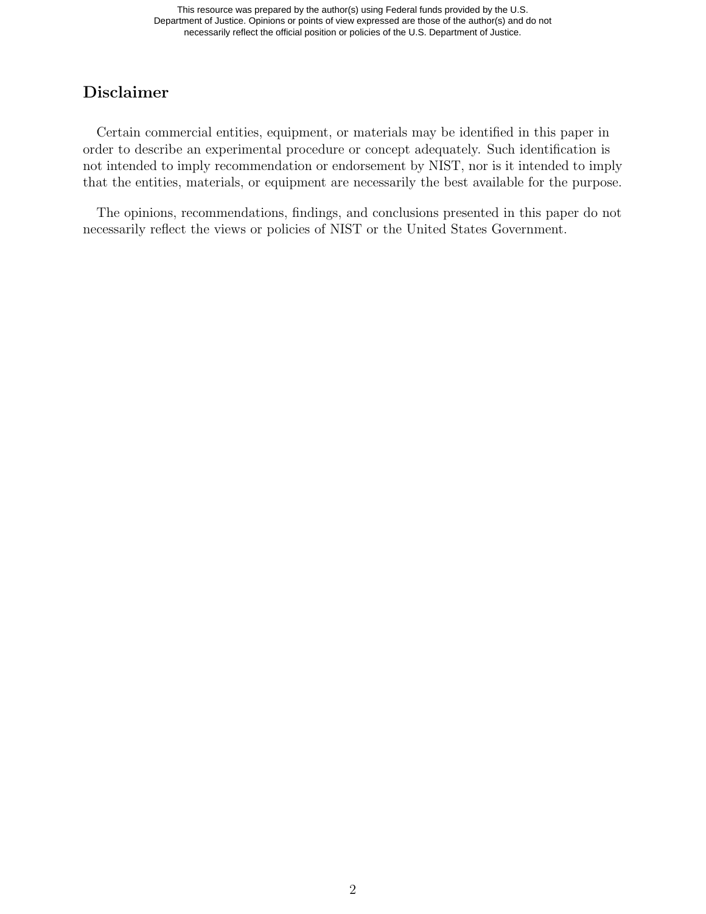## Disclaimer

Certain commercial entities, equipment, or materials may be identified in this paper in order to describe an experimental procedure or concept adequately. Such identification is not intended to imply recommendation or endorsement by NIST, nor is it intended to imply that the entities, materials, or equipment are necessarily the best available for the purpose.

The opinions, recommendations, findings, and conclusions presented in this paper do not necessarily reflect the views or policies of NIST or the United States Government.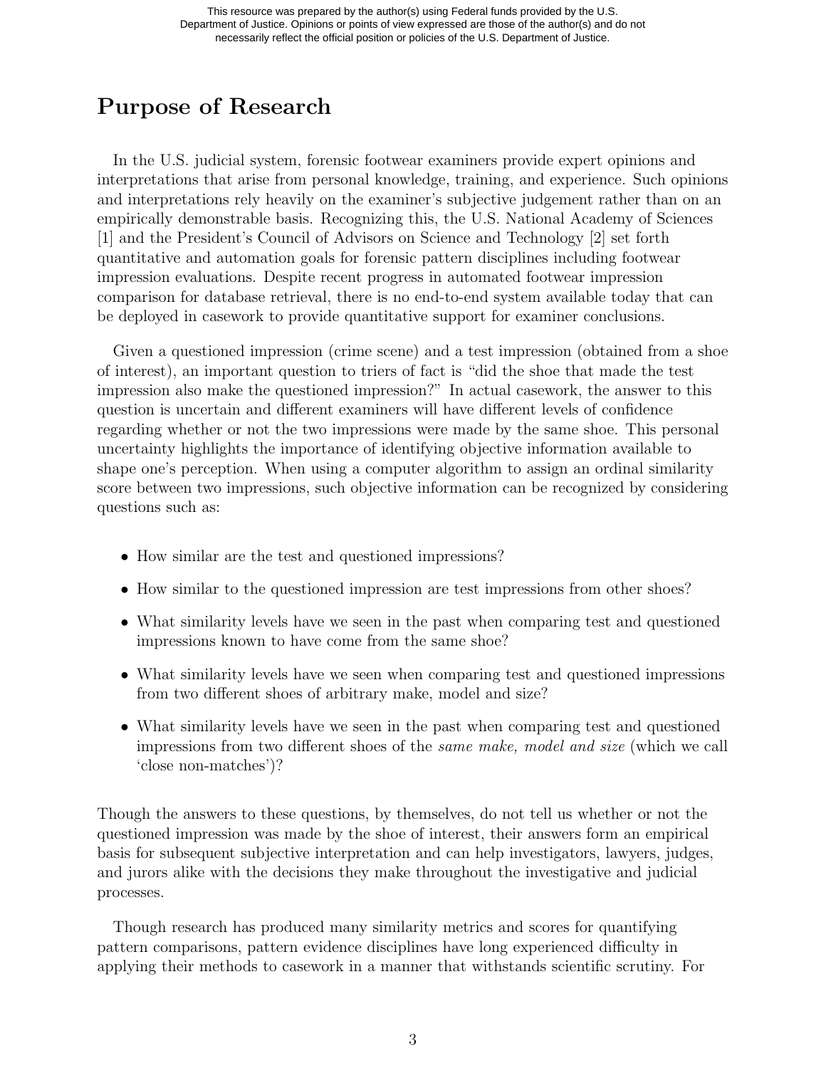# Purpose of Research

In the U.S. judicial system, forensic footwear examiners provide expert opinions and interpretations that arise from personal knowledge, training, and experience. Such opinions and interpretations rely heavily on the examiner's subjective judgement rather than on an empirically demonstrable basis. Recognizing this, the U.S. National Academy of Sciences [1] and the President's Council of Advisors on Science and Technology [2] set forth quantitative and automation goals for forensic pattern disciplines including footwear impression evaluations. Despite recent progress in automated footwear impression comparison for database retrieval, there is no end-to-end system available today that can be deployed in casework to provide quantitative support for examiner conclusions.

Given a questioned impression (crime scene) and a test impression (obtained from a shoe of interest), an important question to triers of fact is "did the shoe that made the test impression also make the questioned impression?" In actual casework, the answer to this question is uncertain and different examiners will have different levels of confidence regarding whether or not the two impressions were made by the same shoe. This personal uncertainty highlights the importance of identifying objective information available to shape one's perception. When using a computer algorithm to assign an ordinal similarity score between two impressions, such objective information can be recognized by considering questions such as:

- How similar are the test and questioned impressions?
- How similar to the questioned impression are test impressions from other shoes?
- What similarity levels have we seen in the past when comparing test and questioned impressions known to have come from the same shoe?
- What similarity levels have we seen when comparing test and questioned impressions from two different shoes of arbitrary make, model and size?
- What similarity levels have we seen in the past when comparing test and questioned impressions from two different shoes of the *same make, model and size* (which we call 'close non-matches')?

Though the answers to these questions, by themselves, do not tell us whether or not the questioned impression was made by the shoe of interest, their answers form an empirical basis for subsequent subjective interpretation and can help investigators, lawyers, judges, and jurors alike with the decisions they make throughout the investigative and judicial processes.

Though research has produced many similarity metrics and scores for quantifying pattern comparisons, pattern evidence disciplines have long experienced difficulty in applying their methods to casework in a manner that withstands scientific scrutiny. For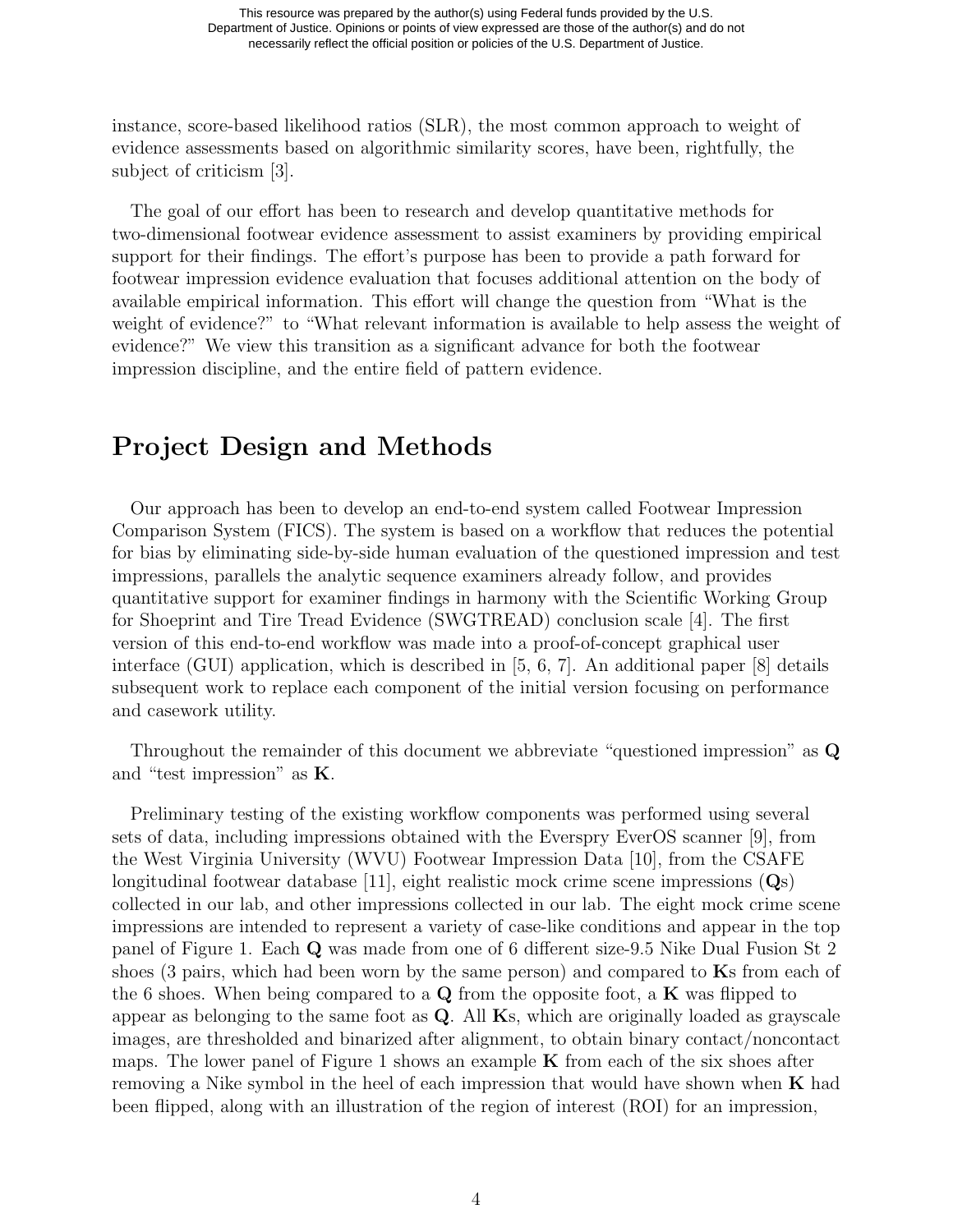instance, score-based likelihood ratios (SLR), the most common approach to weight of evidence assessments based on algorithmic similarity scores, have been, rightfully, the subject of criticism [3].

The goal of our effort has been to research and develop quantitative methods for two-dimensional footwear evidence assessment to assist examiners by providing empirical support for their findings. The effort's purpose has been to provide a path forward for footwear impression evidence evaluation that focuses additional attention on the body of available empirical information. This effort will change the question from "What is the weight of evidence?" to "What relevant information is available to help assess the weight of evidence?" We view this transition as a significant advance for both the footwear impression discipline, and the entire field of pattern evidence.

## Project Design and Methods

Our approach has been to develop an end-to-end system called Footwear Impression Comparison System (FICS). The system is based on a workflow that reduces the potential for bias by eliminating side-by-side human evaluation of the questioned impression and test impressions, parallels the analytic sequence examiners already follow, and provides quantitative support for examiner findings in harmony with the Scientific Working Group for Shoeprint and Tire Tread Evidence (SWGTREAD) conclusion scale [4]. The first version of this end-to-end workflow was made into a proof-of-concept graphical user interface (GUI) application, which is described in [5, 6, 7]. An additional paper [8] details subsequent work to replace each component of the initial version focusing on performance and casework utility.

Throughout the remainder of this document we abbreviate "questioned impression" as **Q** and "test impression" as **K**.

Preliminary testing of the existing workflow components was performed using several sets of data, including impressions obtained with the Everspry EverOS scanner [9], from the West Virginia University (WVU) Footwear Impression Data [10], from the CSAFE longitudinal footwear database [11], eight realistic mock crime scene impressions (**Q**s) collected in our lab, and other impressions collected in our lab. The eight mock crime scene impressions are intended to represent a variety of case-like conditions and appear in the top panel of Figure 1. Each **Q** was made from one of 6 different size-9.5 Nike Dual Fusion St 2 shoes (3 pairs, which had been worn by the same person) and compared to **K**s from each of the 6 shoes. When being compared to a **Q** from the opposite foot, a **K** was flipped to appear as belonging to the same foot as **Q**. All **K**s, which are originally loaded as grayscale images, are thresholded and binarized after alignment, to obtain binary contact/noncontact maps. The lower panel of Figure 1 shows an example **K** from each of the six shoes after removing a Nike symbol in the heel of each impression that would have shown when **K** had been flipped, along with an illustration of the region of interest (ROI) for an impression,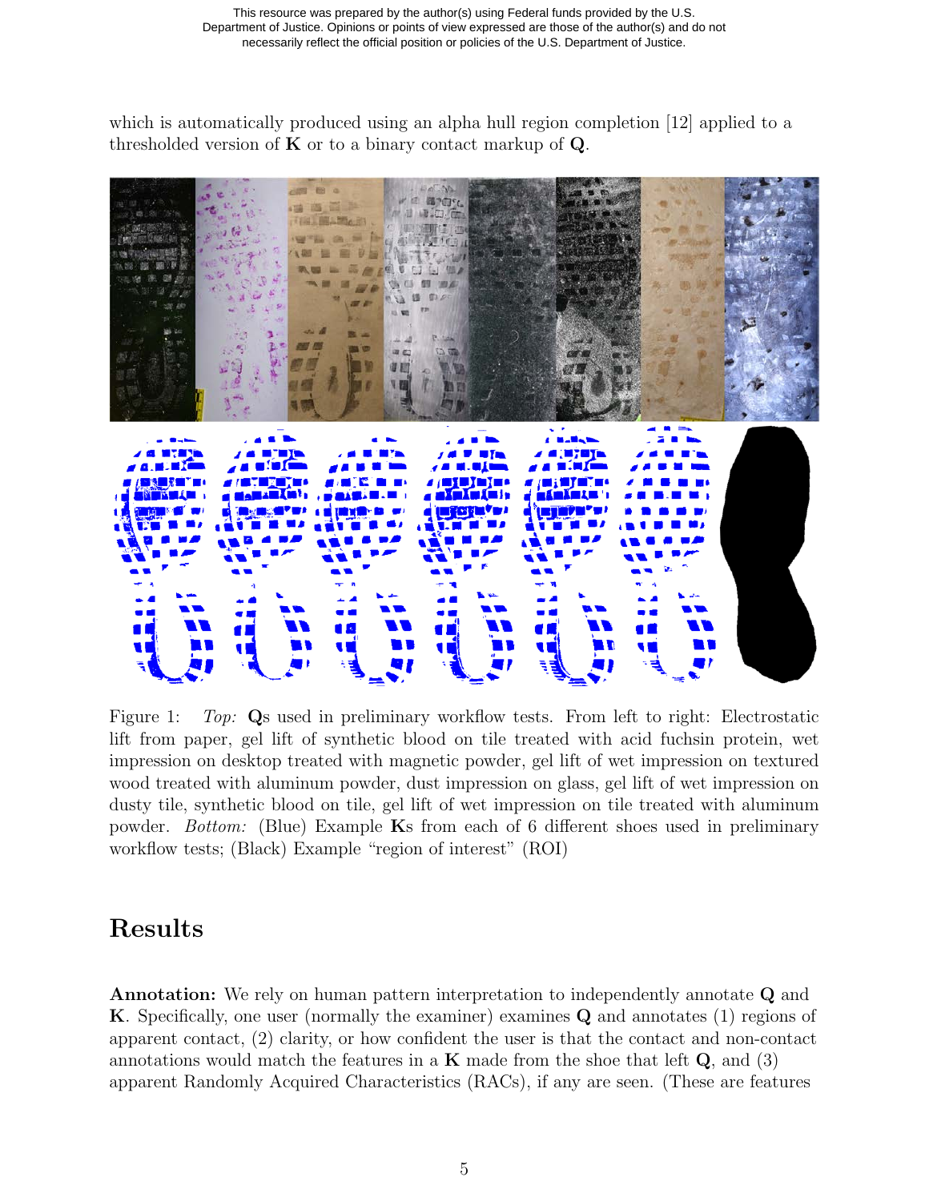which is automatically produced using an alpha hull region completion [12] applied to a thresholded version of **K** or to a binary contact markup of **Q**.

Figure 1: *Top:* **Q**s used in preliminary workflow tests. From left to right: Electrostatic lift from paper, gel lift of synthetic blood on tile treated with acid fuchsin protein, wet impression on desktop treated with magnetic powder, gel lift of wet impression on textured wood treated with aluminum powder, dust impression on glass, gel lift of wet impression on dusty tile, synthetic blood on tile, gel lift of wet impression on tile treated with aluminum powder. *Bottom:* (Blue) Example **K**s from each of 6 different shoes used in preliminary workflow tests; (Black) Example "region of interest" (ROI)

## Results

**Annotation:** We rely on human pattern interpretation to independently annotate **Q** and **K**. Specifically, one user (normally the examiner) examines **Q** and annotates (1) regions of apparent contact, (2) clarity, or how confident the user is that the contact and non-contact annotations would match the features in a **K** made from the shoe that left **Q**, and (3) apparent Randomly Acquired Characteristics (RACs), if any are seen. (These are features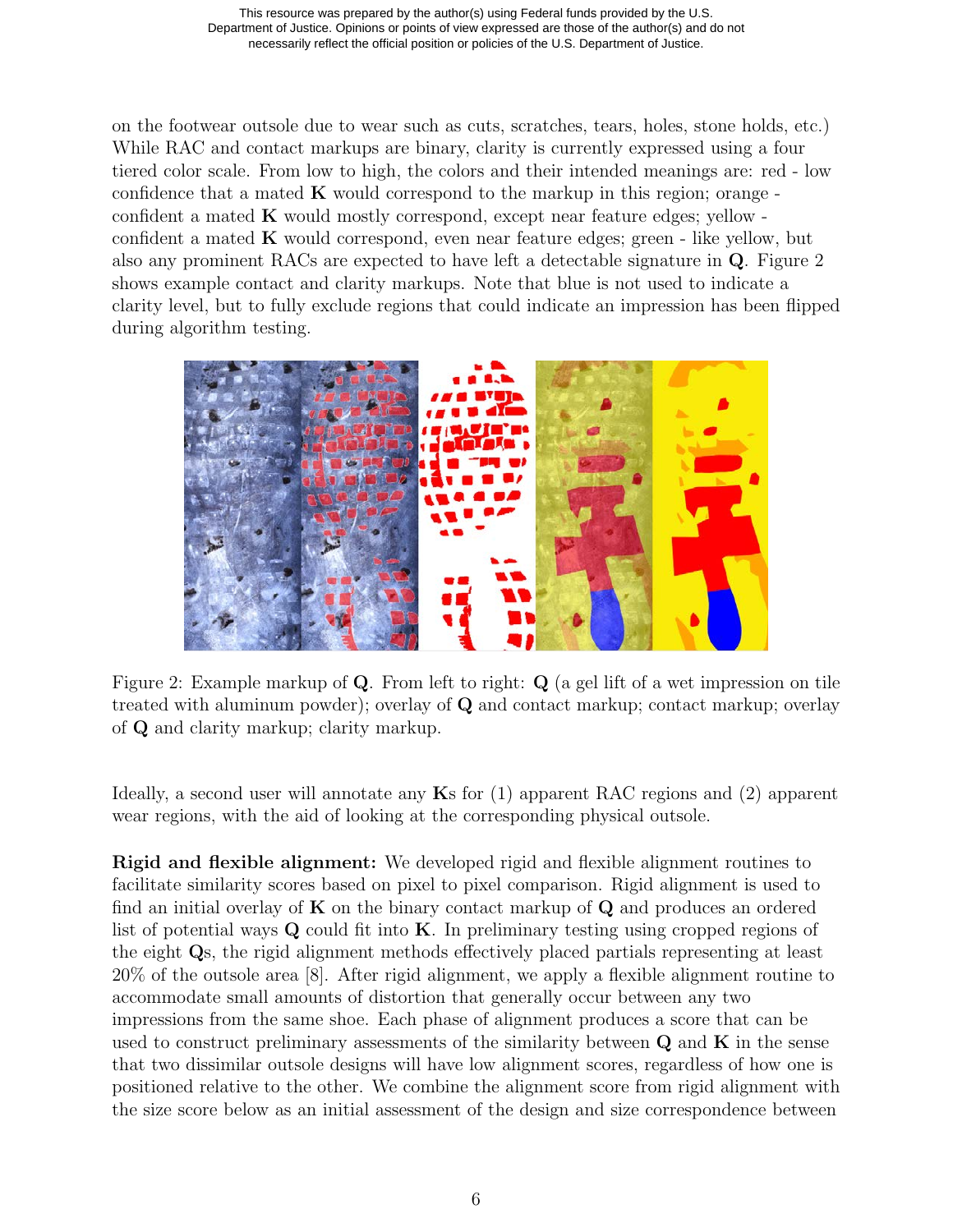on the footwear outsole due to wear such as cuts, scratches, tears, holes, stone holds, etc.) While RAC and contact markups are binary, clarity is currently expressed using a four tiered color scale. From low to high, the colors and their intended meanings are: red - low confidence that a mated **K** would correspond to the markup in this region; orange - confident a mated **K** would mostly correspond, except near feature edges; yellow - confident a mated **K** would correspond, even near feature edges; green - like yellow, but also any prominent RACs are expected to have left a detectable signature in **Q**. Figure 2 shows example contact and clarity markups. Note that blue is not used to indicate a clarity level, but to fully exclude regions that could indicate an impression has been flipped during algorithm testing.

Figure 2: Example markup of **Q**. From left to right: **Q** (a gel lift of a wet impression on tile treated with aluminum powder); overlay of **Q** and contact markup; contact markup; overlay of **Q** and clarity markup; clarity markup.

Ideally, a second user will annotate any **K**s for (1) apparent RAC regions and (2) apparent wear regions, with the aid of looking at the corresponding physical outsole.

**Rigid and flexible alignment:** We developed rigid and flexible alignment routines to facilitate similarity scores based on pixel to pixel comparison. Rigid alignment is used to find an initial overlay of **K** on the binary contact markup of **Q** and produces an ordered list of potential ways **Q** could fit into **K**. In preliminary testing using cropped regions of the eight **Q**s, the rigid alignment methods effectively placed partials representing at least 20% of the outsole area [8]. After rigid alignment, we apply a flexible alignment routine to accommodate small amounts of distortion that generally occur between any two impressions from the same shoe. Each phase of alignment produces a score that can be used to construct preliminary assessments of the similarity between **Q** and **K** in the sense that two dissimilar outsole designs will have low alignment scores, regardless of how one is positioned relative to the other. We combine the alignment score from rigid alignment with the size score below as an initial assessment of the design and size correspondence between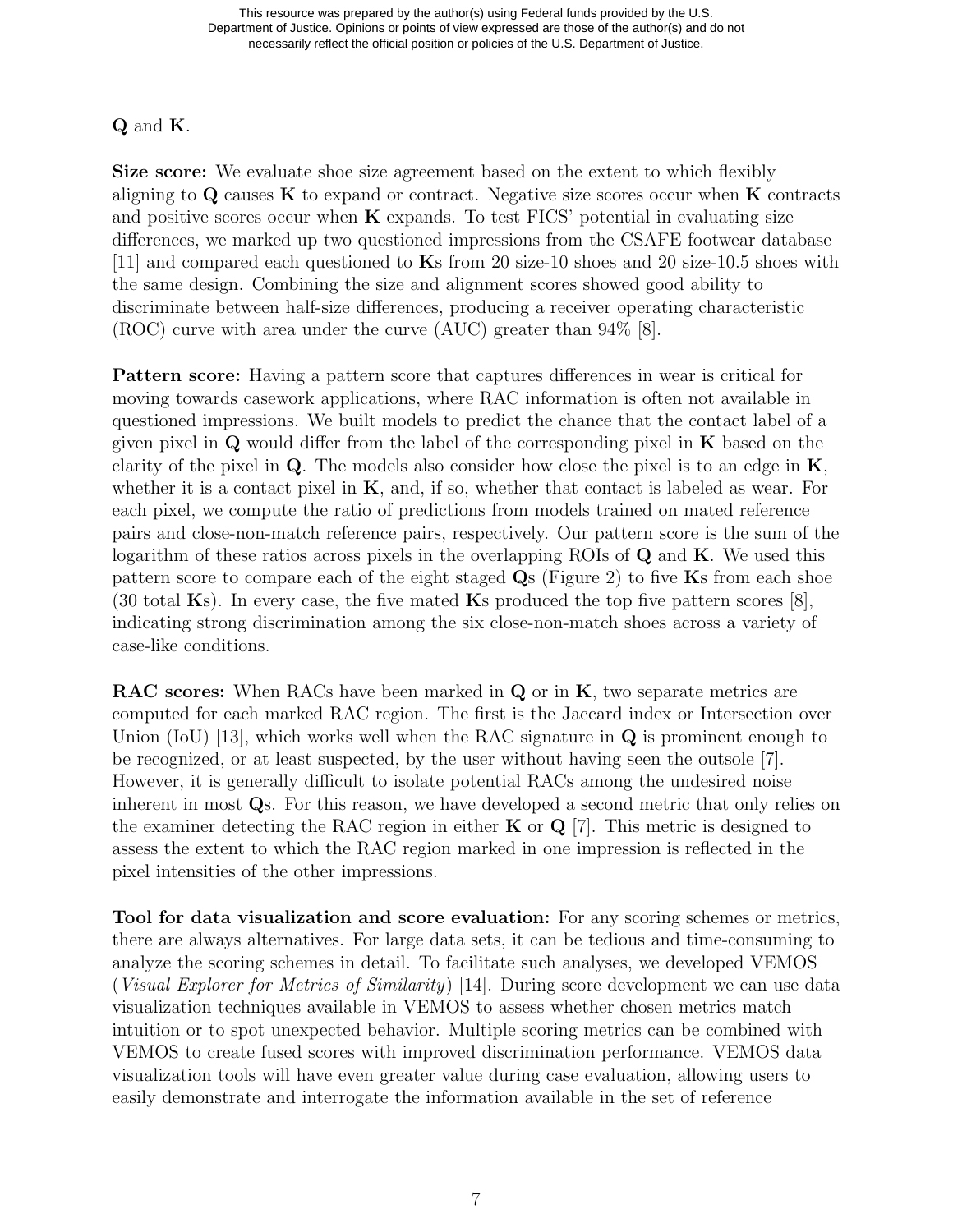**Q** and **K**.

**Size score:** We evaluate shoe size agreement based on the extent to which flexibly aligning to **Q** causes **K** to expand or contract. Negative size scores occur when **K** contracts and positive scores occur when **K** expands. To test FICS' potential in evaluating size differences, we marked up two questioned impressions from the CSAFE footwear database [11] and compared each questioned to **K**s from 20 size-10 shoes and 20 size-10.5 shoes with the same design. Combining the size and alignment scores showed good ability to discriminate between half-size differences, producing a receiver operating characteristic (ROC) curve with area under the curve (AUC) greater than 94% [8].

**Pattern score:** Having a pattern score that captures differences in wear is critical for moving towards casework applications, where RAC information is often not available in questioned impressions. We built models to predict the chance that the contact label of a given pixel in **Q** would differ from the label of the corresponding pixel in **K** based on the clarity of the pixel in **Q**. The models also consider how close the pixel is to an edge in **K**, whether it is a contact pixel in **K**, and, if so, whether that contact is labeled as wear. For each pixel, we compute the ratio of predictions from models trained on mated reference pairs and close-non-match reference pairs, respectively. Our pattern score is the sum of the logarithm of these ratios across pixels in the overlapping ROIs of **Q** and **K**. We used this pattern score to compare each of the eight staged **Q**s (Figure 2) to five **K**s from each shoe (30 total **K**s). In every case, the five mated **K**s produced the top five pattern scores [8], indicating strong discrimination among the six close-non-match shoes across a variety of case-like conditions.

**RAC scores:** When RACs have been marked in **Q** or in **K**, two separate metrics are computed for each marked RAC region. The first is the Jaccard index or Intersection over Union (IoU) [13], which works well when the RAC signature in **Q** is prominent enough to be recognized, or at least suspected, by the user without having seen the outsole [7]. However, it is generally difficult to isolate potential RACs among the undesired noise inherent in most **Q**s. For this reason, we have developed a second metric that only relies on the examiner detecting the RAC region in either **K** or **Q** [7]. This metric is designed to assess the extent to which the RAC region marked in one impression is reflected in the pixel intensities of the other impressions.

**Tool for data visualization and score evaluation:** For any scoring schemes or metrics, there are always alternatives. For large data sets, it can be tedious and time-consuming to analyze the scoring schemes in detail. To facilitate such analyses, we developed VEMOS (*Visual Explorer for Metrics of Similarity*) [14]. During score development we can use data visualization techniques available in VEMOS to assess whether chosen metrics match intuition or to spot unexpected behavior. Multiple scoring metrics can be combined with VEMOS to create fused scores with improved discrimination performance. VEMOS data visualization tools will have even greater value during case evaluation, allowing users to easily demonstrate and interrogate the information available in the set of reference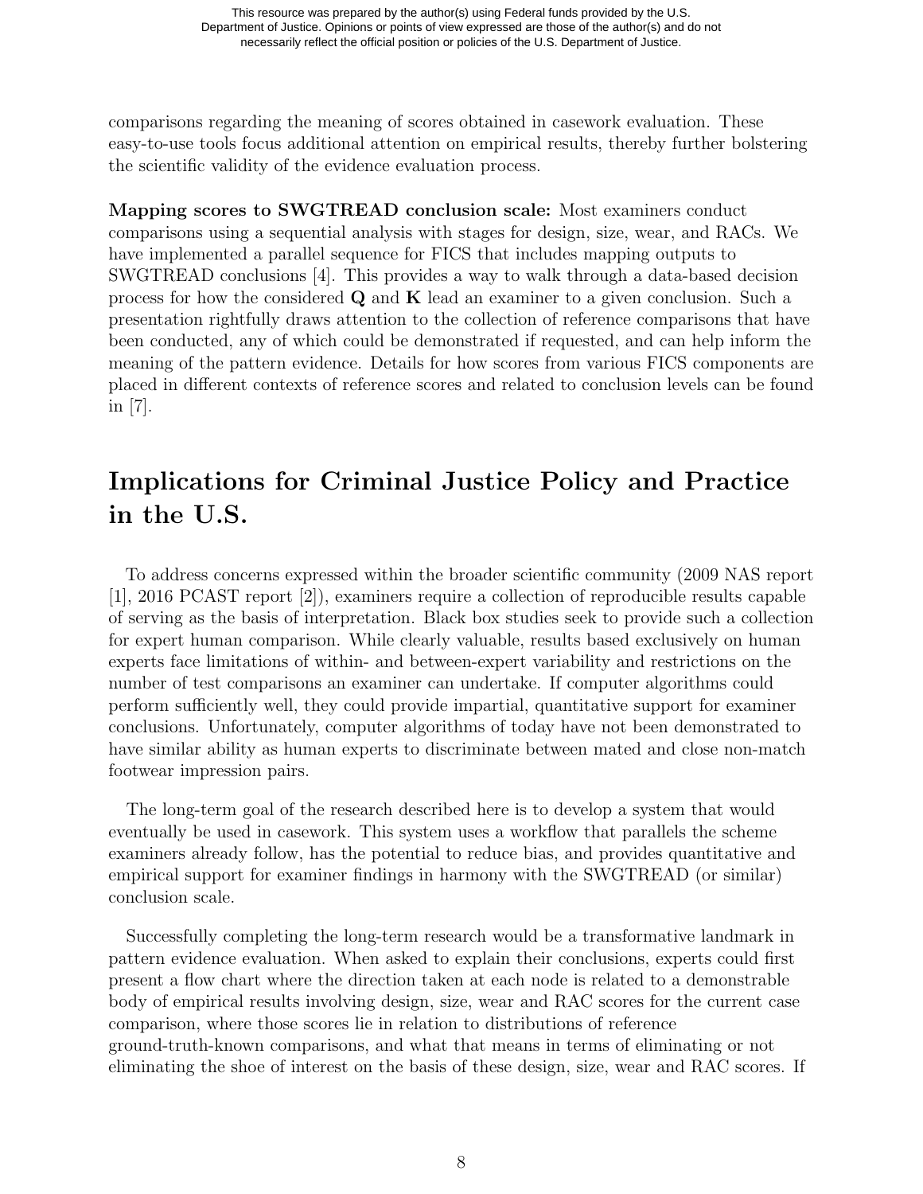comparisons regarding the meaning of scores obtained in casework evaluation. These easy-to-use tools focus additional attention on empirical results, thereby further bolstering the scientific validity of the evidence evaluation process.

**Mapping scores to SWGTREAD conclusion scale:** Most examiners conduct comparisons using a sequential analysis with stages for design, size, wear, and RACs. We have implemented a parallel sequence for FICS that includes mapping outputs to SWGTREAD conclusions [4]. This provides a way to walk through a data-based decision process for how the considered **Q** and **K** lead an examiner to a given conclusion. Such a presentation rightfully draws attention to the collection of reference comparisons that have been conducted, any of which could be demonstrated if requested, and can help inform the meaning of the pattern evidence. Details for how scores from various FICS components are placed in different contexts of reference scores and related to conclusion levels can be found in [7].

# Implications for Criminal Justice Policy and Practice in the U.S.

To address concerns expressed within the broader scientific community (2009 NAS report [1], 2016 PCAST report [2]), examiners require a collection of reproducible results capable of serving as the basis of interpretation. Black box studies seek to provide such a collection for expert human comparison. While clearly valuable, results based exclusively on human experts face limitations of within- and between-expert variability and restrictions on the number of test comparisons an examiner can undertake. If computer algorithms could perform sufficiently well, they could provide impartial, quantitative support for examiner conclusions. Unfortunately, computer algorithms of today have not been demonstrated to have similar ability as human experts to discriminate between mated and close non-match footwear impression pairs.

The long-term goal of the research described here is to develop a system that would eventually be used in casework. This system uses a workflow that parallels the scheme examiners already follow, has the potential to reduce bias, and provides quantitative and empirical support for examiner findings in harmony with the SWGTREAD (or similar) conclusion scale.

Successfully completing the long-term research would be a transformative landmark in pattern evidence evaluation. When asked to explain their conclusions, experts could first present a flow chart where the direction taken at each node is related to a demonstrable body of empirical results involving design, size, wear and RAC scores for the current case comparison, where those scores lie in relation to distributions of reference ground-truth-known comparisons, and what that means in terms of eliminating or not eliminating the shoe of interest on the basis of these design, size, wear and RAC scores. If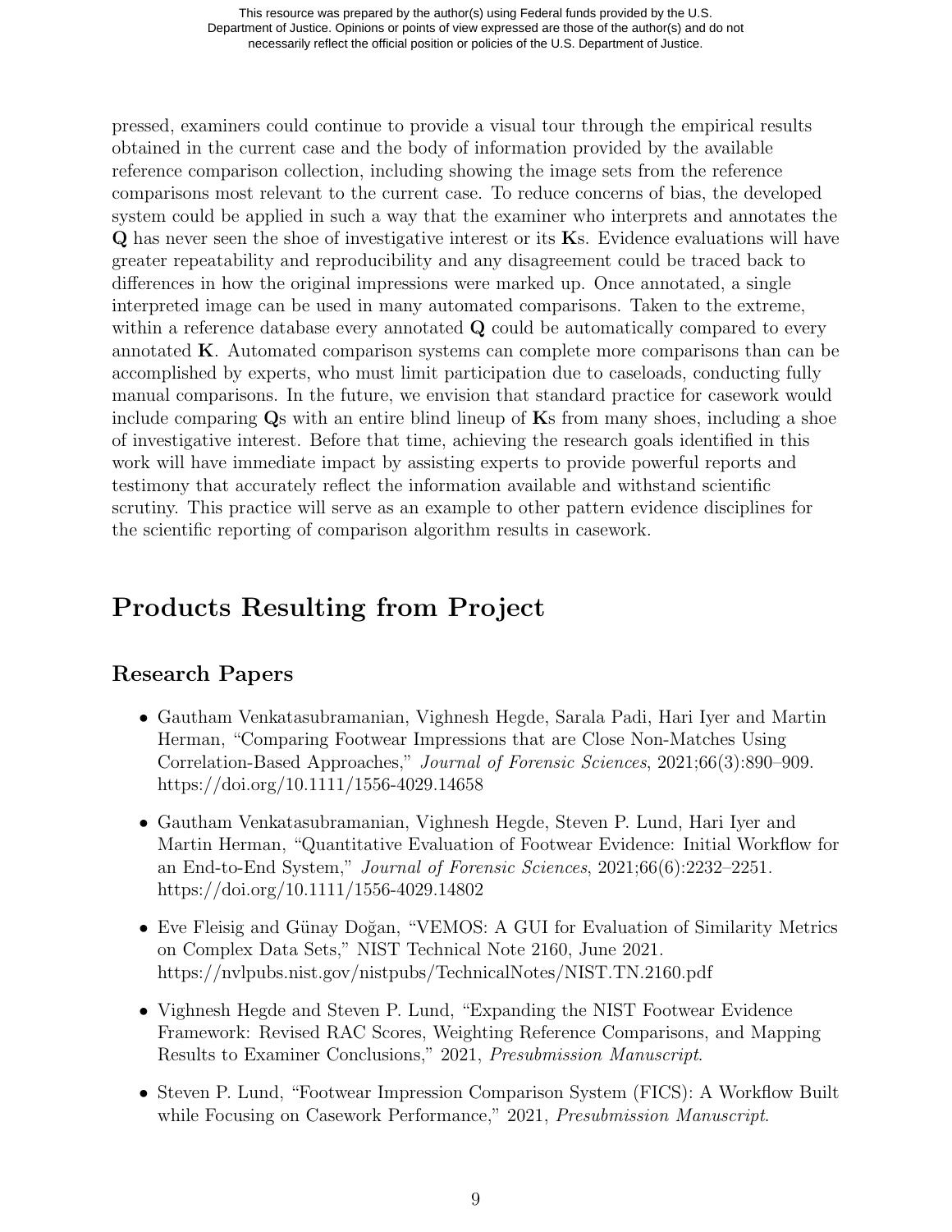pressed, examiners could continue to provide a visual tour through the empirical results obtained in the current case and the body of information provided by the available reference comparison collection, including showing the image sets from the reference comparisons most relevant to the current case. To reduce concerns of bias, the developed system could be applied in such a way that the examiner who interprets and annotates the **Q** has never seen the shoe of investigative interest or its **K**s. Evidence evaluations will have greater repeatability and reproducibility and any disagreement could be traced back to differences in how the original impressions were marked up. Once annotated, a single interpreted image can be used in many automated comparisons. Taken to the extreme, within a reference database every annotated **Q** could be automatically compared to every annotated **K**. Automated comparison systems can complete more comparisons than can be accomplished by experts, who must limit participation due to caseloads, conducting fully manual comparisons. In the future, we envision that standard practice for casework would include comparing **Q**s with an entire blind lineup of **K**s from many shoes, including a shoe of investigative interest. Before that time, achieving the research goals identified in this work will have immediate impact by assisting experts to provide powerful reports and testimony that accurately reflect the information available and withstand scientific scrutiny. This practice will serve as an example to other pattern evidence disciplines for the scientific reporting of comparison algorithm results in casework.

# Products Resulting from Project

## Research Papers

- Gautham Venkatasubramanian, Vighnesh Hegde, Sarala Padi, Hari Iyer and Martin Herman, "Comparing Footwear Impressions that are Close Non-Matches Using Correlation-Based Approaches," *Journal of Forensic Sciences*, 2021;66(3):890–909. https://doi.org/10.1111/1556-4029.14658

- Gautham Venkatasubramanian, Vighnesh Hegde, Steven P. Lund, Hari Iyer and Martin Herman, "Quantitative Evaluation of Footwear Evidence: Initial Workflow for an End-to-End System," *Journal of Forensic Sciences*, 2021;66(6):2232–2251. https://doi.org/10.1111/1556-4029.14802

- Eve Fleisig and Günay Doğan, "VEMOS: A GUI for Evaluation of Similarity Metrics on Complex Data Sets," NIST Technical Note 2160, June 2021. https://nvlpubs.nist.gov/nistpubs/TechnicalNotes/NIST.TN.2160.pdf

- Vighnesh Hegde and Steven P. Lund, "Expanding the NIST Footwear Evidence Framework: Revised RAC Scores, Weighting Reference Comparisons, and Mapping Results to Examiner Conclusions," 2021, *Presubmission Manuscript*.

- Steven P. Lund, "Footwear Impression Comparison System (FICS): A Workflow Built while Focusing on Casework Performance," 2021, *Presubmission Manuscript*.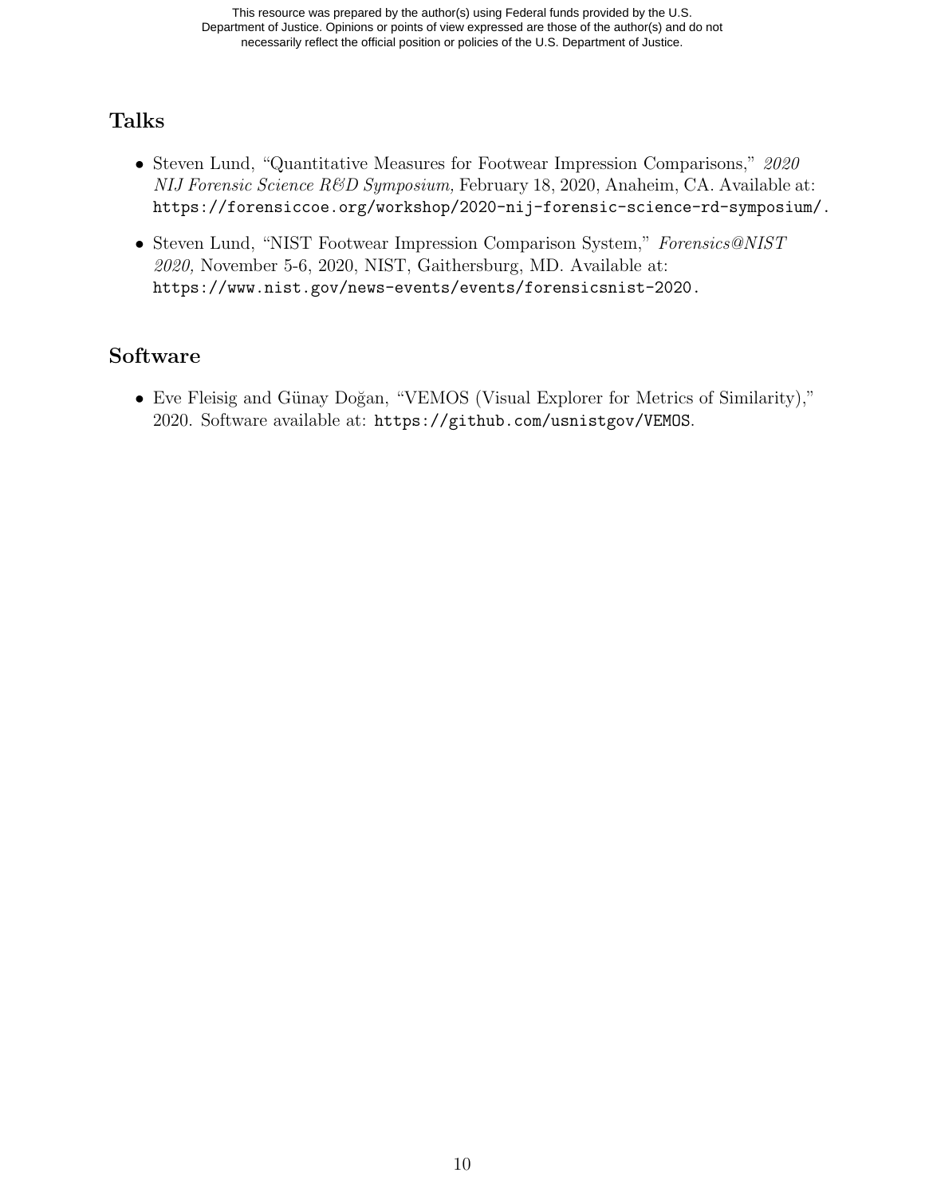## Talks

- Steven Lund, "Quantitative Measures for Footwear Impression Comparisons," *2020 NIJ Forensic Science R&D Symposium,* February 18, 2020, Anaheim, CA. Available at: `https://forensiccoe.org/workshop/2020-nij-forensic-science-rd-symposium/`.
- Steven Lund, "NIST Footwear Impression Comparison System," *Forensics@NIST 2020,* November 5-6, 2020, NIST, Gaithersburg, MD. Available at: `https://www.nist.gov/news-events/events/forensicsnist-2020`.

## Software

- Eve Fleisig and Günay Doğan, "VEMOS (Visual Explorer for Metrics of Similarity)," 2020. Software available at: `https://github.com/usnistgov/VEMOS`.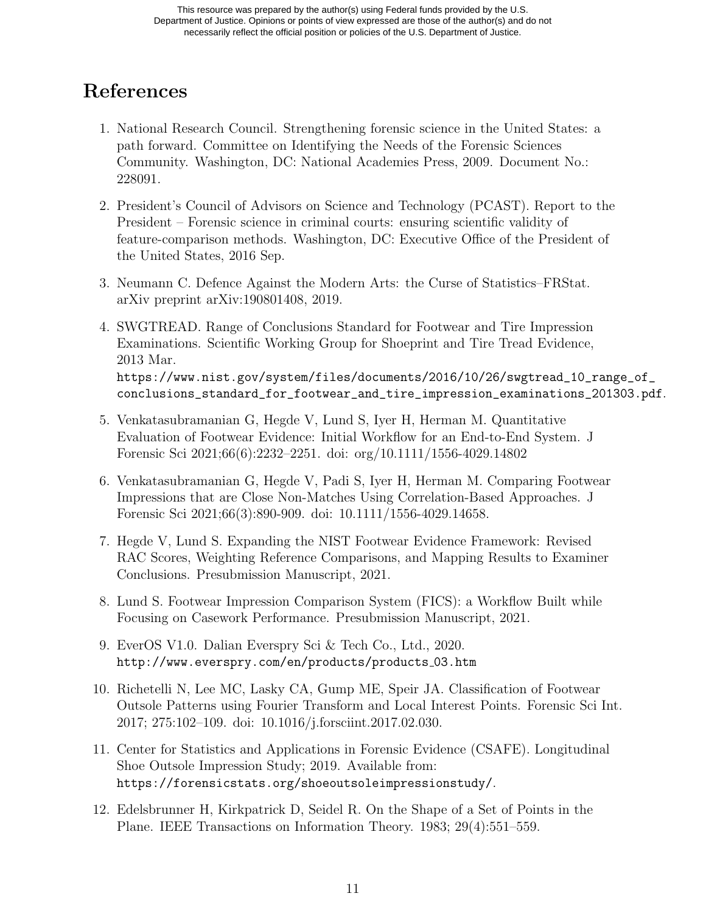# References

1. National Research Council. Strengthening forensic science in the United States: a path forward. Committee on Identifying the Needs of the Forensic Sciences Community. Washington, DC: National Academies Press, 2009. Document No.: 228091.

2. President's Council of Advisors on Science and Technology (PCAST). Report to the President – Forensic science in criminal courts: ensuring scientific validity of feature-comparison methods. Washington, DC: Executive Office of the President of the United States, 2016 Sep.

3. Neumann C. Defence Against the Modern Arts: the Curse of Statistics–FRStat. arXiv preprint arXiv:190801408, 2019.

4. SWGTREAD. Range of Conclusions Standard for Footwear and Tire Impression Examinations. Scientific Working Group for Shoeprint and Tire Tread Evidence, 2013 Mar. https://www.nist.gov/system/files/documents/2016/10/26/swgtread_10_range_of_conclusions_standard_for_footwear_and_tire_impression_examinations_201303.pdf.

5. Venkatasubramanian G, Hegde V, Lund S, Iyer H, Herman M. Quantitative Evaluation of Footwear Evidence: Initial Workflow for an End-to-End System. J Forensic Sci 2021;66(6):2232–2251. doi: org/10.1111/1556-4029.14802

6. Venkatasubramanian G, Hegde V, Padi S, Iyer H, Herman M. Comparing Footwear Impressions that are Close Non-Matches Using Correlation-Based Approaches. J Forensic Sci 2021;66(3):890-909. doi: 10.1111/1556-4029.14658.

7. Hegde V, Lund S. Expanding the NIST Footwear Evidence Framework: Revised RAC Scores, Weighting Reference Comparisons, and Mapping Results to Examiner Conclusions. Presubmission Manuscript, 2021.

8. Lund S. Footwear Impression Comparison System (FICS): a Workflow Built while Focusing on Casework Performance. Presubmission Manuscript, 2021.

9. EverOS V1.0. Dalian Everspry Sci & Tech Co., Ltd., 2020. http://www.everspry.com/en/products/products_03.htm

10. Richetelli N, Lee MC, Lasky CA, Gump ME, Speir JA. Classification of Footwear Outsole Patterns using Fourier Transform and Local Interest Points. Forensic Sci Int. 2017; 275:102–109. doi: 10.1016/j.forsciint.2017.02.030.

11. Center for Statistics and Applications in Forensic Evidence (CSAFE). Longitudinal Shoe Outsole Impression Study; 2019. Available from: https://forensicstats.org/shoeoutsoleimpressionstudy/.

12. Edelsbrunner H, Kirkpatrick D, Seidel R. On the Shape of a Set of Points in the Plane. IEEE Transactions on Information Theory. 1983; 29(4):551–559.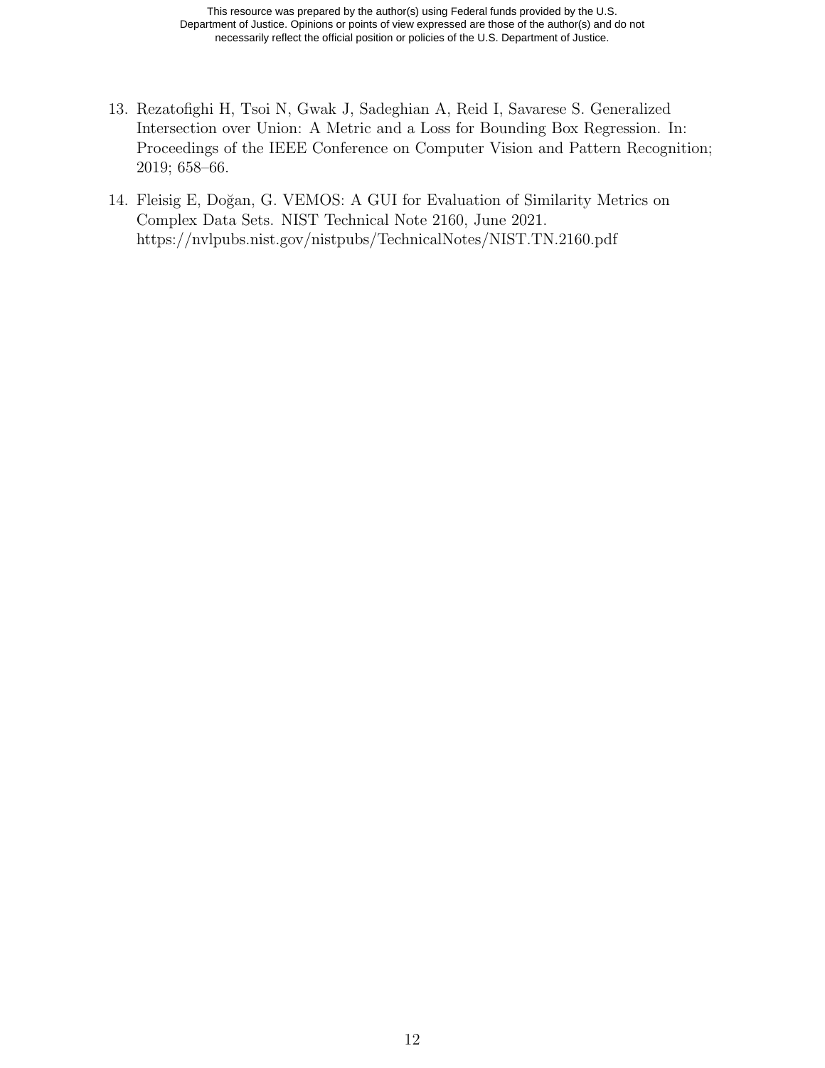13. Rezatofighi H, Tsoi N, Gwak J, Sadeghian A, Reid I, Savarese S. Generalized Intersection over Union: A Metric and a Loss for Bounding Box Regression. In: Proceedings of the IEEE Conference on Computer Vision and Pattern Recognition; 2019; 658–66.

14. Fleisig E, Doğan, G. VEMOS: A GUI for Evaluation of Similarity Metrics on Complex Data Sets. NIST Technical Note 2160, June 2021. https://nvlpubs.nist.gov/nistpubs/TechnicalNotes/NIST.TN.2160.pdf